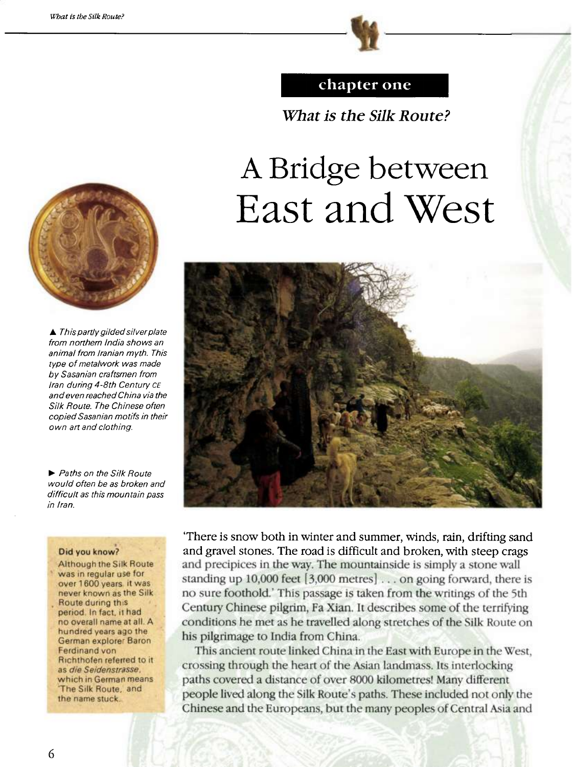**chapter one**

*What is the Silk Route?*

# A Bridge between East and West

▲ *This partly gilded silver plate from northern India shows an animal from Iranian myth. This type of metalwork was made by Sasanian craftsmen from Iran during 4-8th Century CE and even reached China via the Silk Route. The Chinese often copied Sasanian motifs in their own art and clothing.*

► *Paths on the Silk Route would often be as broken and difficult as this mountain pass in Iran.*

**Did you know?**
Although the Silk Route was in regular use for over 1600 years, it was never known as the Silk Route during this period. In fact, it had no overall name at all. A hundred years ago the German explorer Baron Ferdinand von Richthofen referred to it as *die Seidenstrasse*, which in German means 'The Silk Route,' and the name stuck.

'There is snow both in winter and summer, winds, rain, drifting sand and gravel stones. The road is difficult and broken, with steep crags and precipices in the way. The mountainside is simply a stone wall standing up 10,000 feet [3,000 metres] . . . on going forward, there is no sure foothold.' This passage is taken from the writings of the 5th Century Chinese pilgrim, Fa Xian. It describes some of the terrifying conditions he met as he travelled along stretches of the Silk Route on his pilgrimage to India from China.

This ancient route linked China in the East with Europe in the West, crossing through the heart of the Asian landmass. Its interlocking paths covered a distance of over 8000 kilometres! Many different people lived along the Silk Route's paths. These included not only the Chinese and the Europeans, but the many peoples of Central Asia and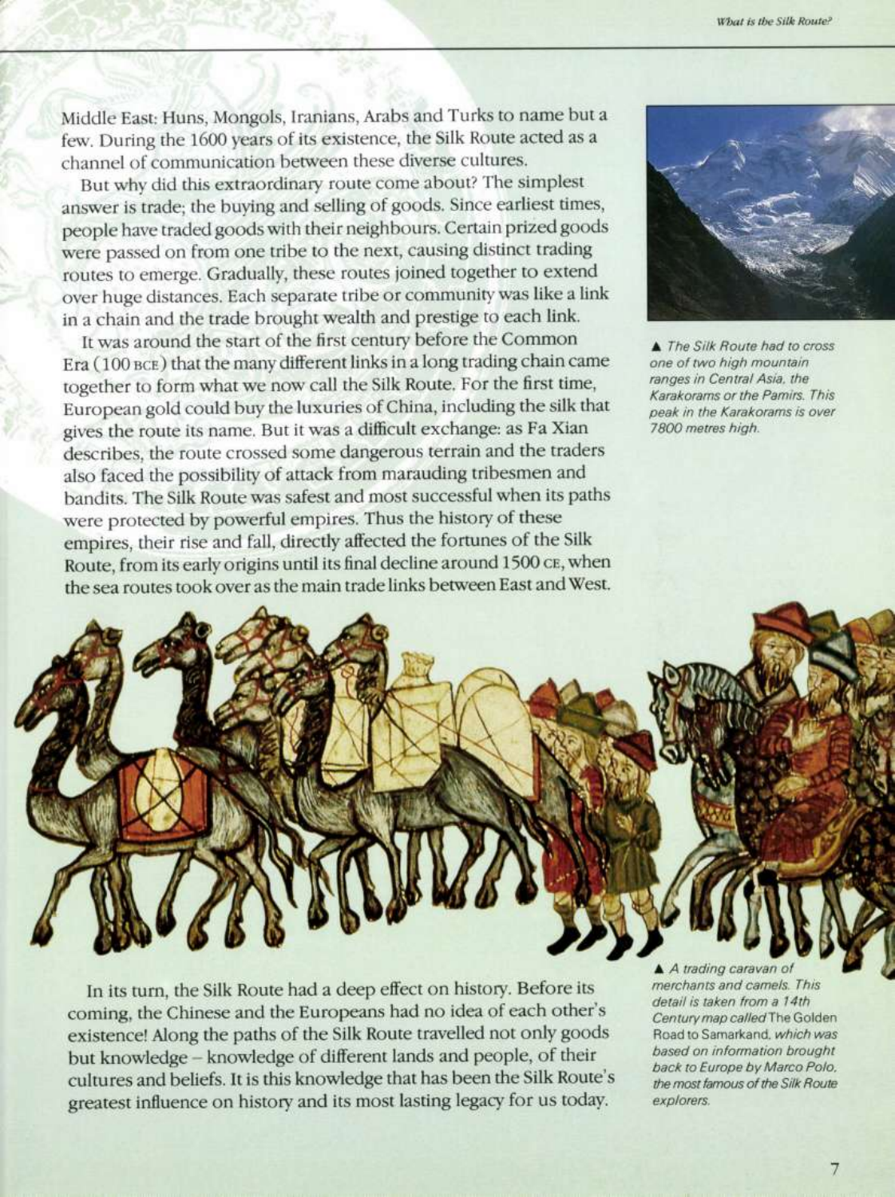Middle East: Huns, Mongols, Iranians, Arabs and Turks to name but a few. During the 1600 years of its existence, the Silk Route acted as a channel of communication between these diverse cultures.

But why did this extraordinary route come about? The simplest answer is trade; the buying and selling of goods. Since earliest times, people have traded goods with their neighbours. Certain prized goods were passed on from one tribe to the next, causing distinct trading routes to emerge. Gradually, these routes joined together to extend over huge distances. Each separate tribe or community was like a link in a chain and the trade brought wealth and prestige to each link.

It was around the start of the first century before the Common Era (100 BCE) that the many different links in a long trading chain came together to form what we now call the Silk Route. For the first time, European gold could buy the luxuries of China, including the silk that gives the route its name. But it was a difficult exchange: as Fa Xian describes, the route crossed some dangerous terrain and the traders also faced the possibility of attack from marauding tribesmen and bandits. The Silk Route was safest and most successful when its paths were protected by powerful empires. Thus the history of these empires, their rise and fall, directly affected the fortunes of the Silk Route, from its early origins until its final decline around 1500 CE, when the sea routes took over as the main trade links between East and West.

▲ *The Silk Route had to cross one of two high mountain ranges in Central Asia, the Karakorams or the Pamirs. This peak in the Karakorams is over 7800 metres high.*

In its turn, the Silk Route had a deep effect on history. Before its coming, the Chinese and the Europeans had no idea of each other's existence! Along the paths of the Silk Route travelled not only goods but knowledge – knowledge of different lands and people, of their cultures and beliefs. It is this knowledge that has been the Silk Route's greatest influence on history and its most lasting legacy for us today.

▲ *A trading caravan of merchants and camels. This detail is taken from a 14th Century map called* The Golden Road to Samarkand, *which was based on information brought back to Europe by Marco Polo, the most famous of the Silk Route explorers.*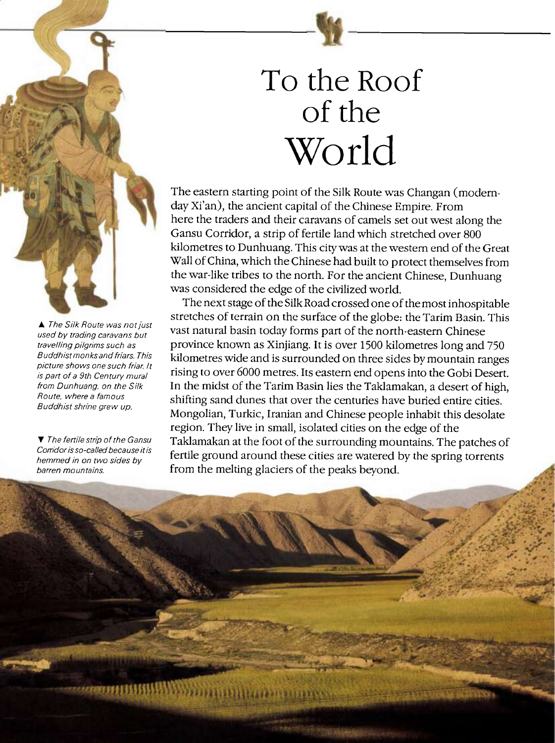# To the Roof of the World

▲ *The Silk Route was not just used by trading caravans but travelling pilgrims such as Buddhist monks and friars. This picture shows one such friar. It is part of a 9th Century mural from Dunhuang, on the Silk Route, where a famous Buddhist shrine grew up.*

▼ *The fertile strip of the Gansu Corridor is so-called because it is hemmed in on two sides by barren mountains.*

The eastern starting point of the Silk Route was Changan (modern-day Xi'an), the ancient capital of the Chinese Empire. From here the traders and their caravans of camels set out west along the Gansu Corridor, a strip of fertile land which stretched over 800 kilometres to Dunhuang. This city was at the western end of the Great Wall of China, which the Chinese had built to protect themselves from the war-like tribes to the north. For the ancient Chinese, Dunhuang was considered the edge of the civilized world.

The next stage of the Silk Road crossed one of the most inhospitable stretches of terrain on the surface of the globe: the Tarim Basin. This vast natural basin today forms part of the north-eastern Chinese province known as Xinjiang. It is over 1500 kilometres long and 750 kilometres wide and is surrounded on three sides by mountain ranges rising to over 6000 metres. Its eastern end opens into the Gobi Desert. In the midst of the Tarim Basin lies the Taklamakan, a desert of high, shifting sand dunes that over the centuries have buried entire cities. Mongolian, Turkic, Iranian and Chinese people inhabit this desolate region. They live in small, isolated cities on the edge of the Taklamakan at the foot of the surrounding mountains. The patches of fertile ground around these cities are watered by the spring torrents from the melting glaciers of the peaks beyond.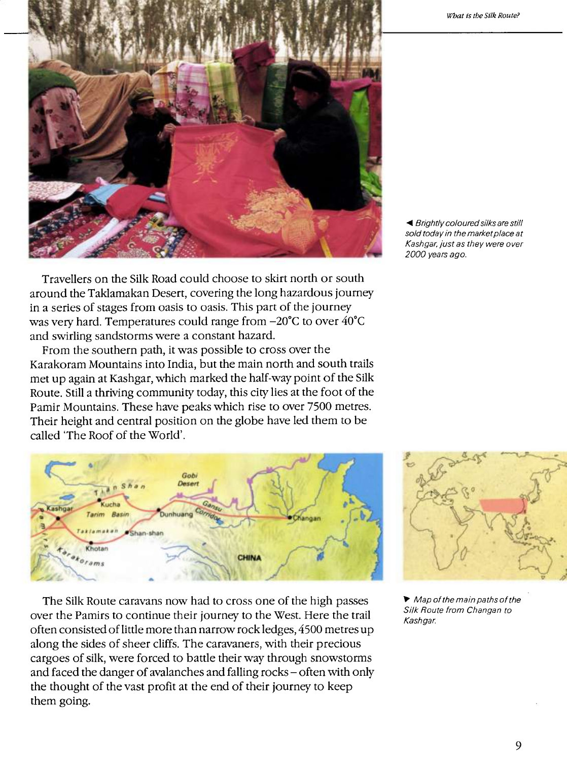◀ Brightly coloured silks are still sold today in the marketplace at Kashgar, just as they were over 2000 years ago.

Travellers on the Silk Road could choose to skirt north or south around the Taklamakan Desert, covering the long hazardous journey in a series of stages from oasis to oasis. This part of the journey was very hard. Temperatures could range from −20°C to over 40°C and swirling sandstorms were a constant hazard.

From the southern path, it was possible to cross over the Karakoram Mountains into India, but the main north and south trails met up again at Kashgar, which marked the half-way point of the Silk Route. Still a thriving community today, this city lies at the foot of the Pamir Mountains. These have peaks which rise to over 7500 metres. Their height and central position on the globe have led them to be called 'The Roof of the World'.

▶ Map of the main paths of the Silk Route from Changan to Kashgar.

The Silk Route caravans now had to cross one of the high passes over the Pamirs to continue their journey to the West. Here the trail often consisted of little more than narrow rock ledges, 4500 metres up along the sides of sheer cliffs. The caravaners, with their precious cargoes of silk, were forced to battle their way through snowstorms and faced the danger of avalanches and falling rocks – often with only the thought of the vast profit at the end of their journey to keep them going.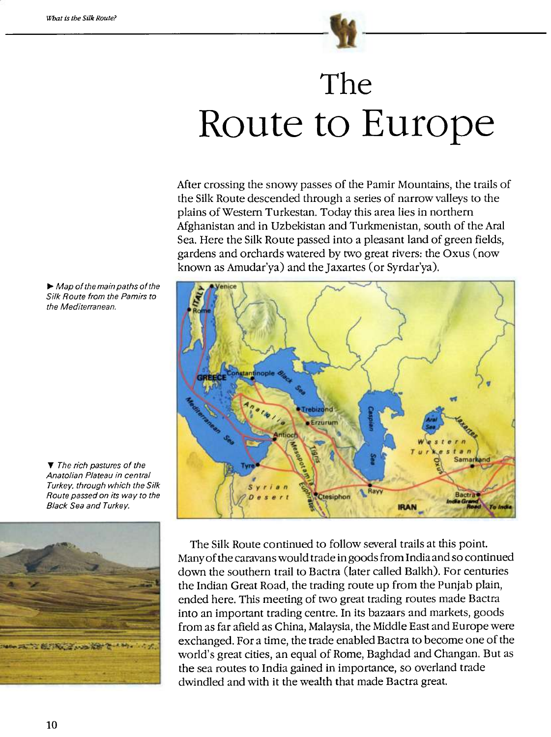# The Route to Europe

After crossing the snowy passes of the Pamir Mountains, the trails of the Silk Route descended through a series of narrow valleys to the plains of Western Turkestan. Today this area lies in northern Afghanistan and in Uzbekistan and Turkmenistan, south of the Aral Sea. Here the Silk Route passed into a pleasant land of green fields, gardens and orchards watered by two great rivers: the Oxus (now known as Amudar'ya) and the Jaxartes (or Syrdar'ya).

► *Map of the main paths of the Silk Route from the Pamirs to the Mediterranean.*

▼ *The rich pastures of the Anatolian Plateau in central Turkey, through which the Silk Route passed on its way to the Black Sea and Turkey.*

The Silk Route continued to follow several trails at this point. Many of the caravans would trade in goods from India and so continued down the southern trail to Bactra (later called Balkh). For centuries the Indian Great Road, the trading route up from the Punjab plain, ended here. This meeting of two great trading routes made Bactra into an important trading centre. In its bazaars and markets, goods from as far afield as China, Malaysia, the Middle East and Europe were exchanged. For a time, the trade enabled Bactra to become one of the world's great cities, an equal of Rome, Baghdad and Changan. But as the sea routes to India gained in importance, so overland trade dwindled and with it the wealth that made Bactra great.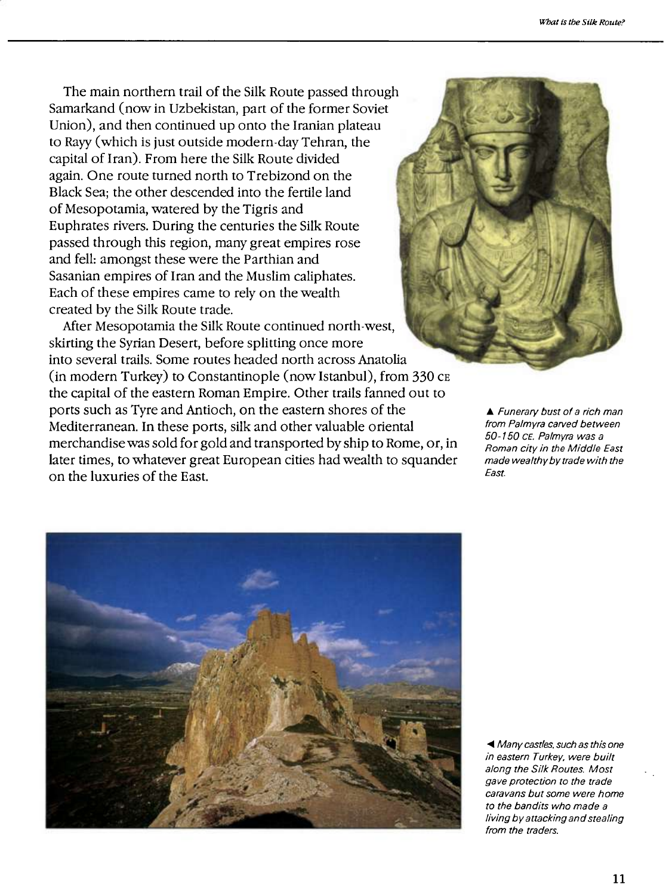The main northern trail of the Silk Route passed through Samarkand (now in Uzbekistan, part of the former Soviet Union), and then continued up onto the Iranian plateau to Rayy (which is just outside modern-day Tehran, the capital of Iran). From here the Silk Route divided again. One route turned north to Trebizond on the Black Sea; the other descended into the fertile land of Mesopotamia, watered by the Tigris and Euphrates rivers. During the centuries the Silk Route passed through this region, many great empires rose and fell: amongst these were the Parthian and Sasanian empires of Iran and the Muslim caliphates. Each of these empires came to rely on the wealth created by the Silk Route trade.

After Mesopotamia the Silk Route continued north-west, skirting the Syrian Desert, before splitting once more into several trails. Some routes headed north across Anatolia (in modern Turkey) to Constantinople (now Istanbul), from 330 CE the capital of the eastern Roman Empire. Other trails fanned out to ports such as Tyre and Antioch, on the eastern shores of the Mediterranean. In these ports, silk and other valuable oriental merchandise was sold for gold and transported by ship to Rome, or, in later times, to whatever great European cities had wealth to squander on the luxuries of the East.

▲ *Funerary bust of a rich man from Palmyra carved between 50-150 CE. Palmyra was a Roman city in the Middle East made wealthy by trade with the East.*

◀ *Many castles, such as this one in eastern Turkey, were built along the Silk Routes. Most gave protection to the trade caravans but some were home to the bandits who made a living by attacking and stealing from the traders.*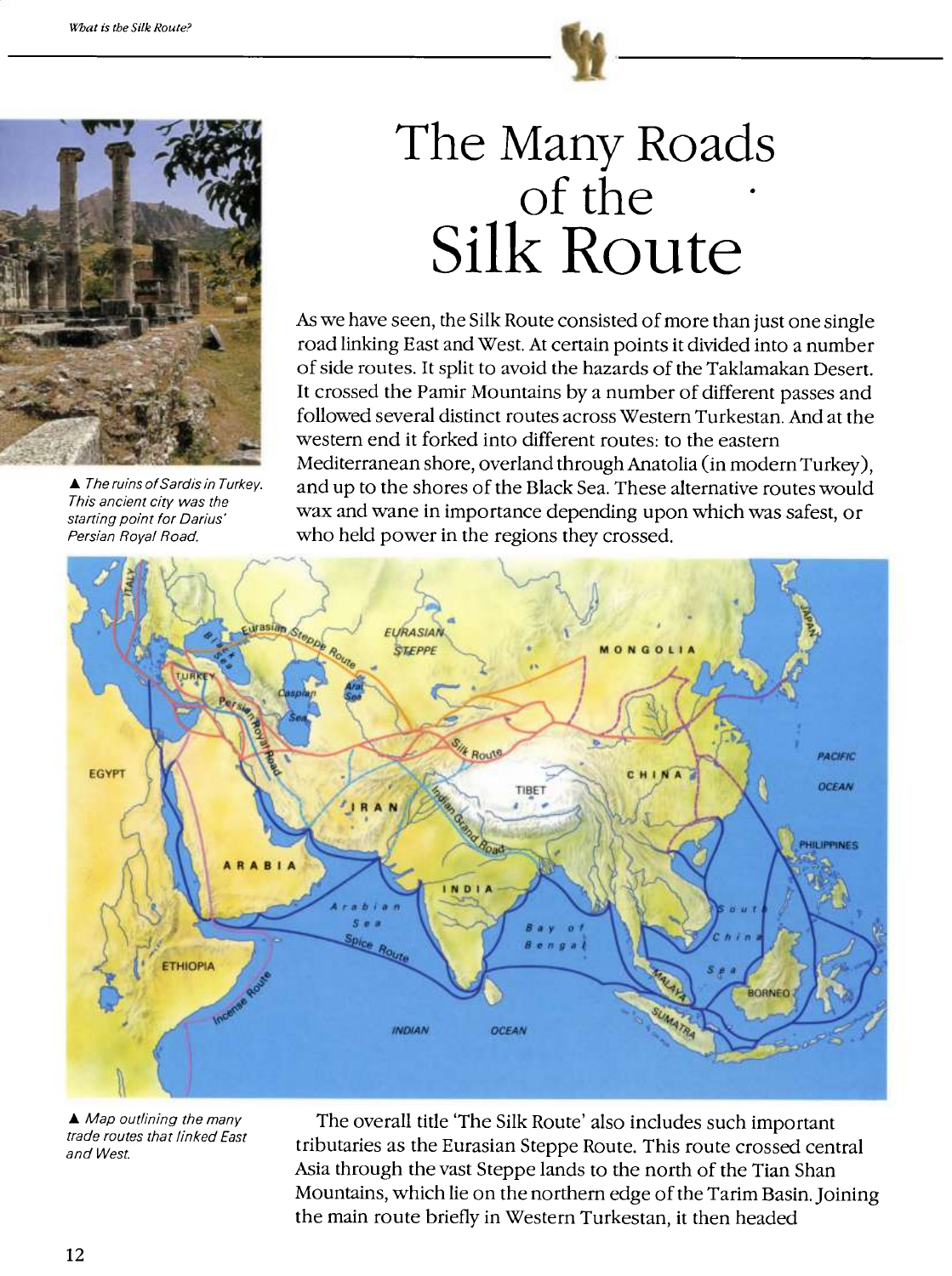# The Many Roads of the Silk Route

▲ The ruins of Sardis in Turkey. This ancient city was the starting point for Darius' Persian Royal Road.

As we have seen, the Silk Route consisted of more than just one single road linking East and West. At certain points it divided into a number of side routes. It split to avoid the hazards of the Taklamakan Desert. It crossed the Pamir Mountains by a number of different passes and followed several distinct routes across Western Turkestan. And at the western end it forked into different routes: to the eastern Mediterranean shore, overland through Anatolia (in modern Turkey), and up to the shores of the Black Sea. These alternative routes would wax and wane in importance depending upon which was safest, or who held power in the regions they crossed.

▲ Map outlining the many trade routes that linked East and West.

The overall title 'The Silk Route' also includes such important tributaries as the Eurasian Steppe Route. This route crossed central Asia through the vast Steppe lands to the north of the Tian Shan Mountains, which lie on the northern edge of the Tarim Basin. Joining the main route briefly in Western Turkestan, it then headed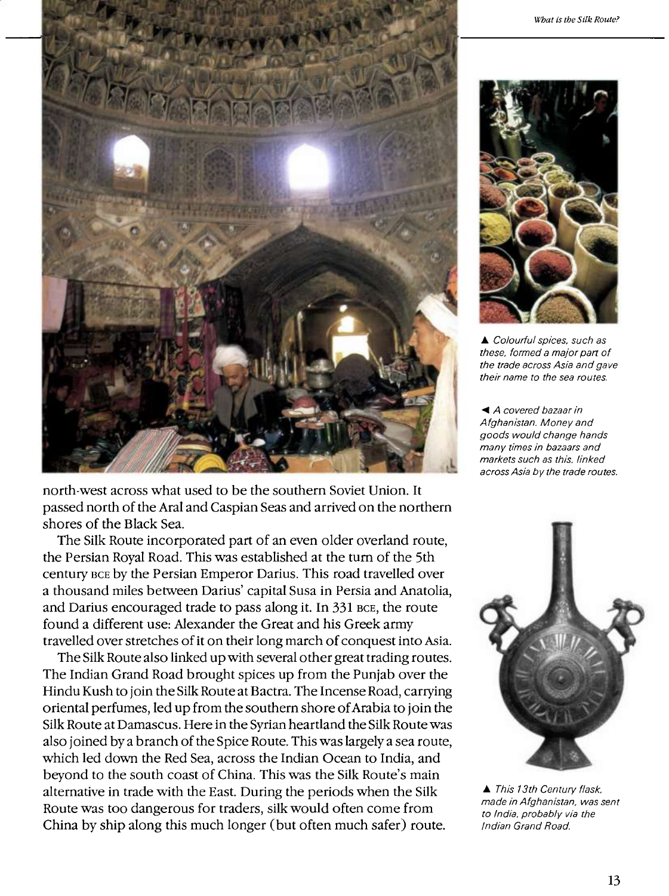north-west across what used to be the southern Soviet Union. It passed north of the Aral and Caspian Seas and arrived on the northern shores of the Black Sea.

The Silk Route incorporated part of an even older overland route, the Persian Royal Road. This was established at the turn of the 5th century BCE by the Persian Emperor Darius. This road travelled over a thousand miles between Darius' capital Susa in Persia and Anatolia, and Darius encouraged trade to pass along it. In 331 BCE, the route found a different use: Alexander the Great and his Greek army travelled over stretches of it on their long march of conquest into Asia.

The Silk Route also linked up with several other great trading routes. The Indian Grand Road brought spices up from the Punjab over the Hindu Kush to join the Silk Route at Bactra. The Incense Road, carrying oriental perfumes, led up from the southern shore of Arabia to join the Silk Route at Damascus. Here in the Syrian heartland the Silk Route was also joined by a branch of the Spice Route. This was largely a sea route, which led down the Red Sea, across the Indian Ocean to India, and beyond to the south coast of China. This was the Silk Route's main alternative in trade with the East. During the periods when the Silk Route was too dangerous for traders, silk would often come from China by ship along this much longer (but often much safer) route.

*▲ Colourful spices, such as these, formed a major part of the trade across Asia and gave their name to the sea routes.*

*◄ A covered bazaar in Afghanistan. Money and goods would change hands many times in bazaars and markets such as this, linked across Asia by the trade routes.*

*▲ This 13th Century flask, made in Afghanistan, was sent to India, probably via the Indian Grand Road.*